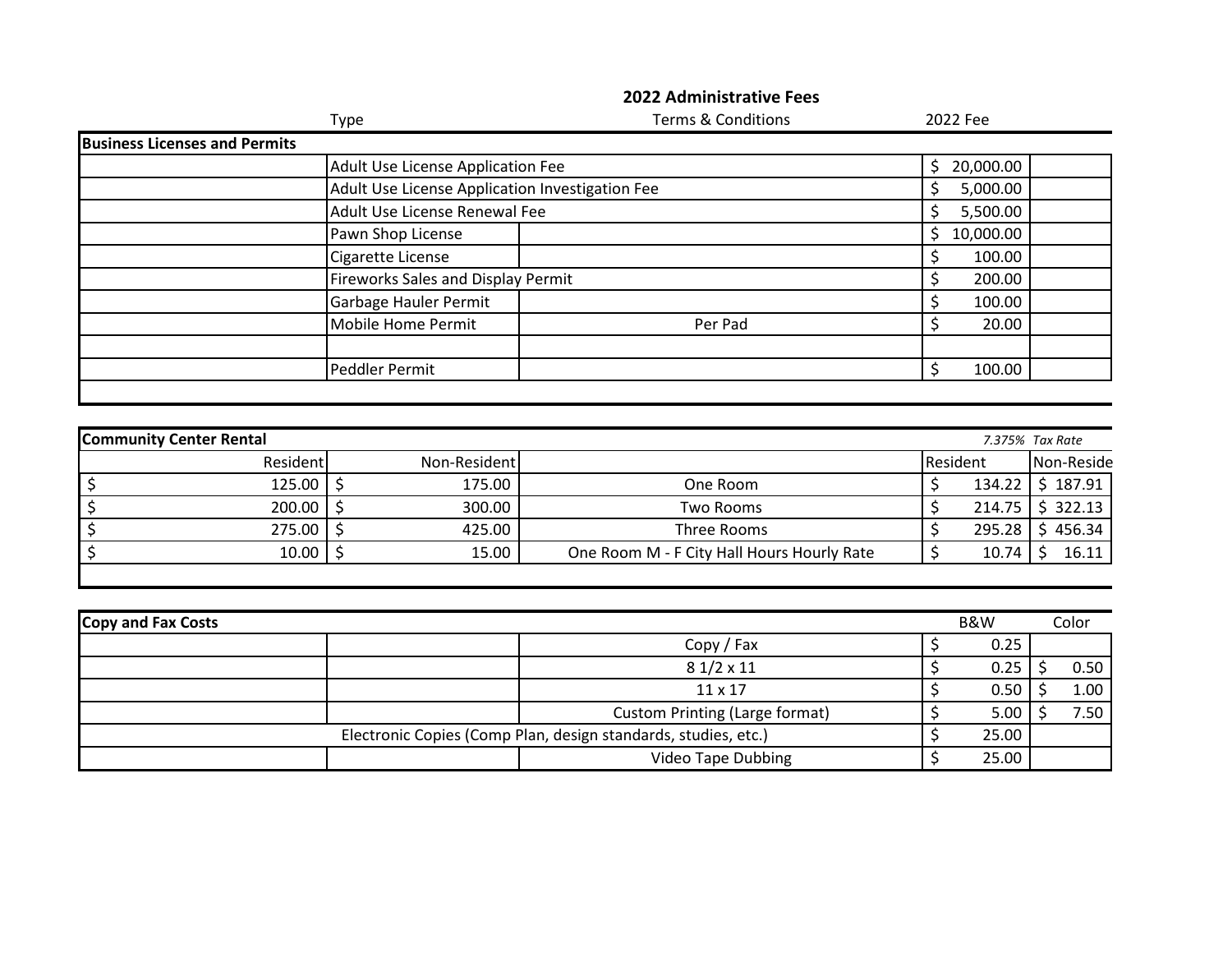# 2022 Administrative Fees

| | Type | | Terms & Conditions | 2022 Fee | |
|---|---|---|---|---|---|
| **Business Licenses and Permits** | | | | | |
| | Adult Use License Application Fee | | | $ 20,000.00 | |
| | Adult Use License Application Investigation Fee | | | $ 5,000.00 | |
| | Adult Use License Renewal Fee | | | $ 5,500.00 | |
| | Pawn Shop License | | | $ 10,000.00 | |
| | Cigarette License | | | $ 100.00 | |
| | Fireworks Sales and Display Permit | | | $ 200.00 | |
| | Garbage Hauler Permit | | | $ 100.00 | |
| | Mobile Home Permit | | Per Pad | $ 20.00 | |
| | | | | | |
| | Peddler Permit | | | $ 100.00 | |

| **Community Center Rental** | | | *7.375% Tax Rate* | |
|---|---|---|---|---|
| Resident | Non-Resident | | Resident | Non-Reside |
| $ 125.00 | $ 175.00 | One Room | $ 134.22 | $ 187.91 |
| $ 200.00 | $ 300.00 | Two Rooms | $ 214.75 | $ 322.13 |
| $ 275.00 | $ 425.00 | Three Rooms | $ 295.28 | $ 456.34 |
| $ 10.00 | $ 15.00 | One Room M - F City Hall Hours Hourly Rate | $ 10.74 | $ 16.11 |

| **Copy and Fax Costs** | | | B&W | Color |
|---|---|---|---|---|
| | | Copy / Fax | $ 0.25 | |
| | | 8 1/2 x 11 | $ 0.25 | $ 0.50 |
| | | 11 x 17 | $ 0.50 | $ 1.00 |
| | | Custom Printing (Large format) | $ 5.00 | $ 7.50 |
| Electronic Copies (Comp Plan, design standards, studies, etc.) | | | $ 25.00 | |
| | | Video Tape Dubbing | $ 25.00 | |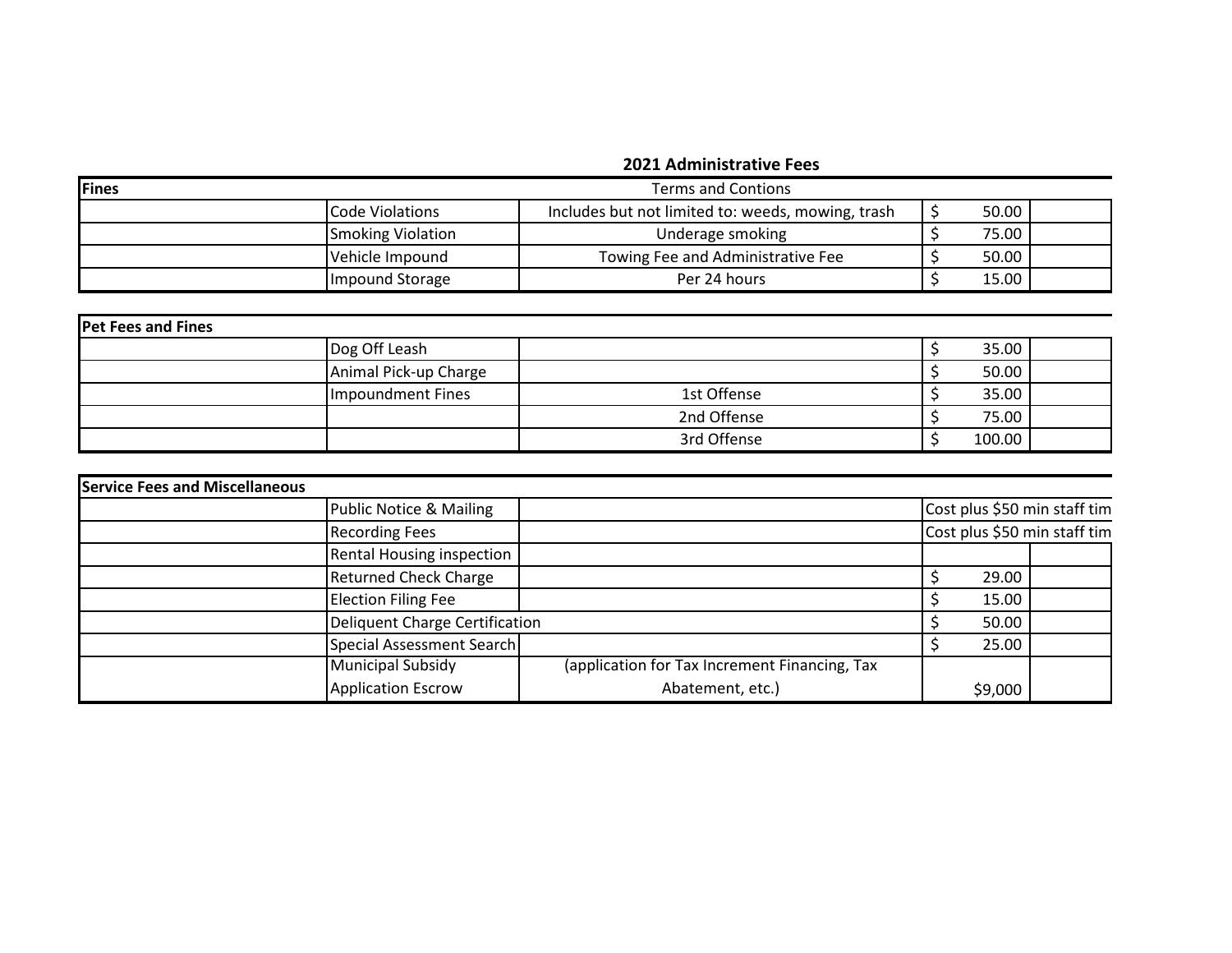## 2021 Administrative Fees

| Fines | | Terms and Contions | | |
|---|---|---|---|---|
| | Code Violations | Includes but not limited to: weeds, mowing, trash | $ 50.00 | |
| | Smoking Violation | Underage smoking | $ 75.00 | |
| | Vehicle Impound | Towing Fee and Administrative Fee | $ 50.00 | |
| | Impound Storage | Per 24 hours | $ 15.00 | |

| Pet Fees and Fines | | | | |
|---|---|---|---|---|
| | Dog Off Leash | | $ 35.00 | |
| | Animal Pick-up Charge | | $ 50.00 | |
| | Impoundment Fines | 1st Offense | $ 35.00 | |
| | | 2nd Offense | $ 75.00 | |
| | | 3rd Offense | $ 100.00 | |

| Service Fees and Miscellaneous | | | | |
|---|---|---|---|---|
| | Public Notice & Mailing | | Cost plus $50 min staff tim | |
| | Recording Fees | | Cost plus $50 min staff tim | |
| | Rental Housing inspection | | | |
| | Returned Check Charge | | $ 29.00 | |
| | Election Filing Fee | | $ 15.00 | |
| | Deliquent Charge Certification | | $ 50.00 | |
| | Special Assessment Search | | $ 25.00 | |
| | Municipal Subsidy Application Escrow | (application for Tax Increment Financing, Tax Abatement, etc.) | $9,000 | |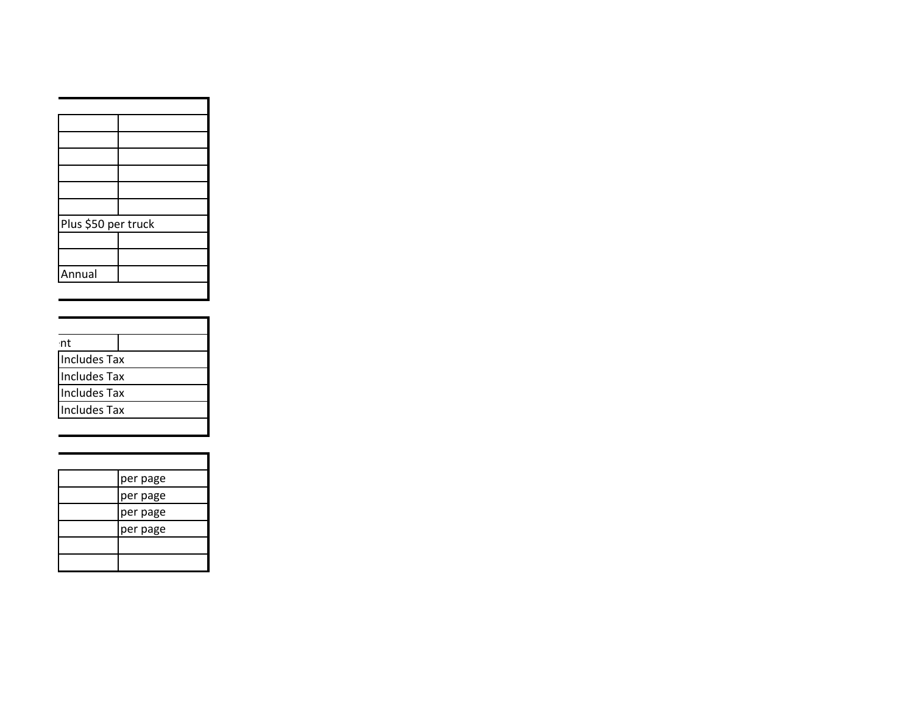| | |
|---|---|
| | |
| | |
| | |
| | |
| | |
| | |
| Plus $50 per truck | |
| | |
| | |
| Annual | |
| | |

| | |
|---|---|
| nt | |
| Includes Tax | |
| Includes Tax | |
| Includes Tax | |
| Includes Tax | |
| | |

| | |
|---|---|
| | per page |
| | per page |
| | per page |
| | per page |
| | |
| | |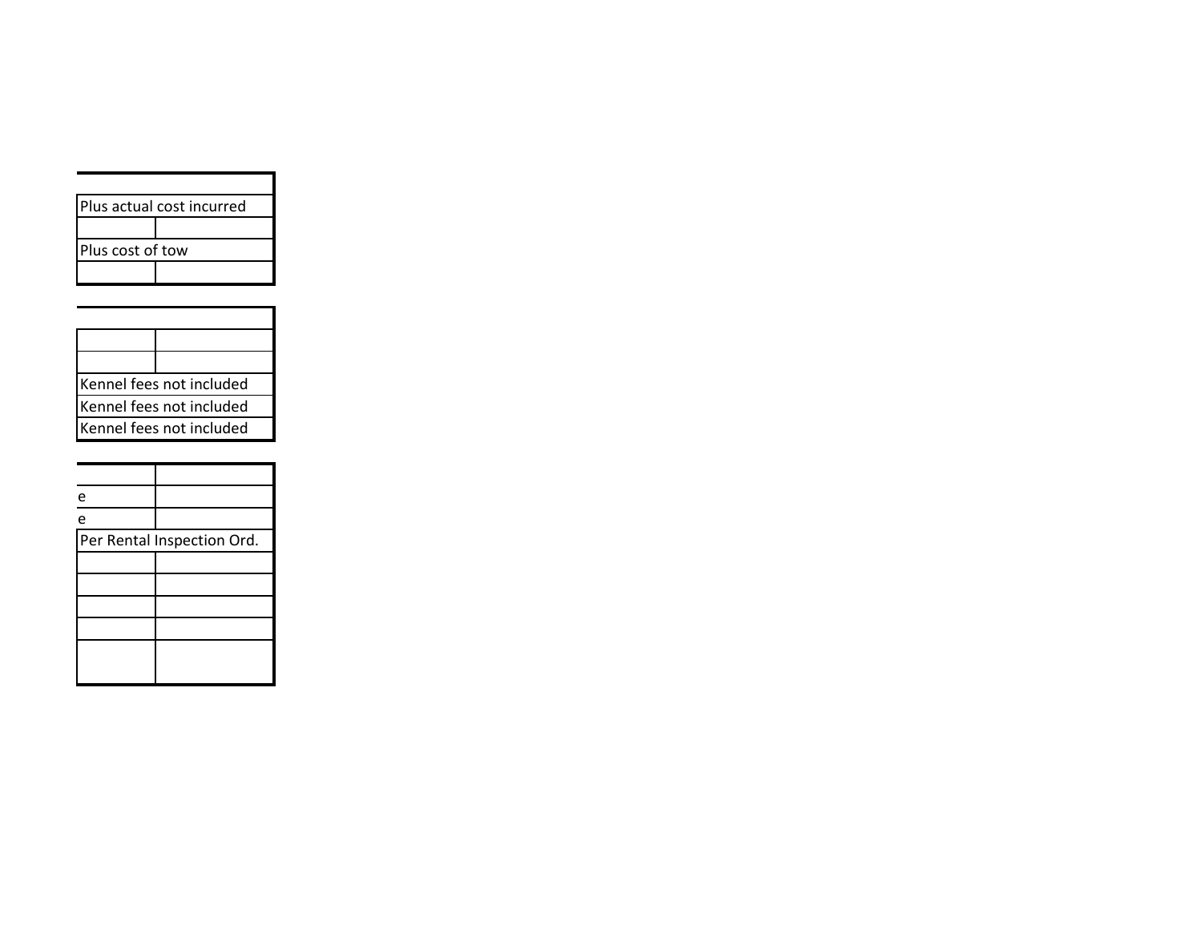| |
|---|
| Plus actual cost incurred |
| | |
| Plus cost of tow |
| | |

| |
|---|
| | |
| | |
| Kennel fees not included |
| Kennel fees not included |
| Kennel fees not included |

| | |
|---|---|
| e | |
| e | |
| Per Rental Inspection Ord. | |
| | |
| | |
| | |
| | |
| | |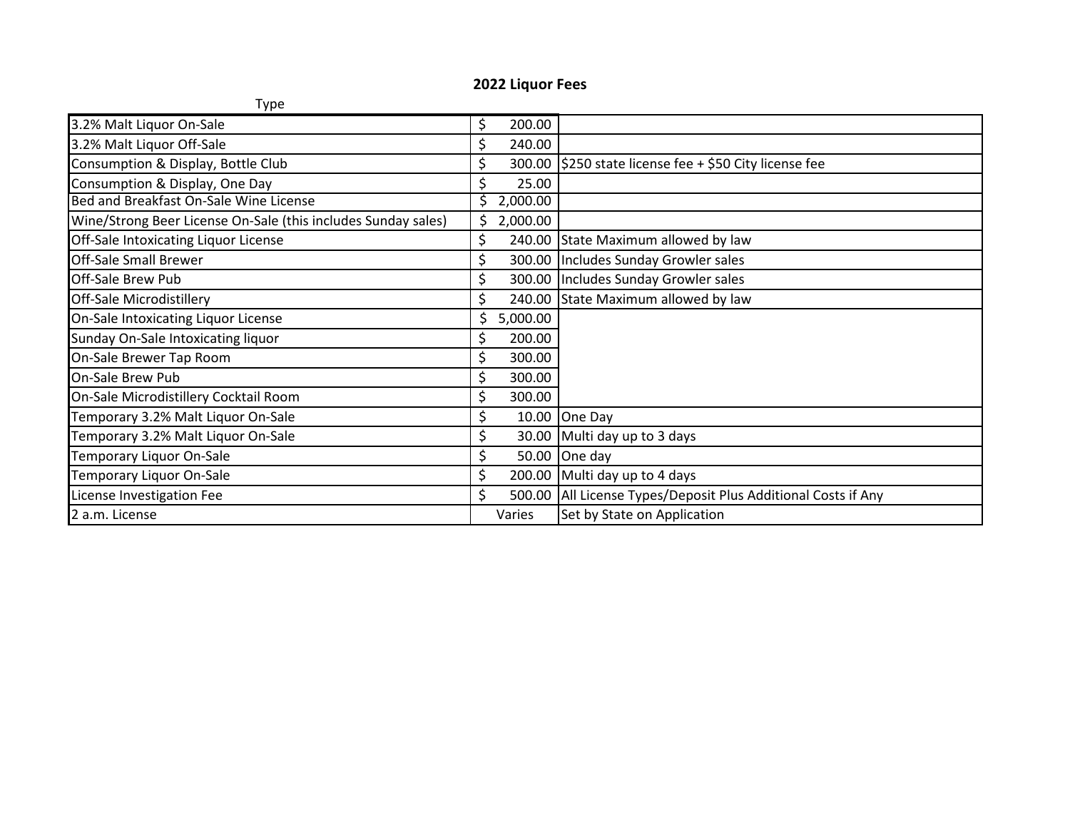## 2022 Liquor Fees

| Type | | |
|---|---|---|
| 3.2% Malt Liquor On-Sale | $ 200.00 | |
| 3.2% Malt Liquor Off-Sale | $ 240.00 | |
| Consumption & Display, Bottle Club | $ 300.00 | $250 state license fee + $50 City license fee |
| Consumption & Display, One Day | $ 25.00 | |
| Bed and Breakfast On-Sale Wine License | $ 2,000.00 | |
| Wine/Strong Beer License On-Sale (this includes Sunday sales) | $ 2,000.00 | |
| Off-Sale Intoxicating Liquor License | $ 240.00 | State Maximum allowed by law |
| Off-Sale Small Brewer | $ 300.00 | Includes Sunday Growler sales |
| Off-Sale Brew Pub | $ 300.00 | Includes Sunday Growler sales |
| Off-Sale Microdistillery | $ 240.00 | State Maximum allowed by law |
| On-Sale Intoxicating Liquor License | $ 5,000.00 | |
| Sunday On-Sale Intoxicating liquor | $ 200.00 | |
| On-Sale Brewer Tap Room | $ 300.00 | |
| On-Sale Brew Pub | $ 300.00 | |
| On-Sale Microdistillery Cocktail Room | $ 300.00 | |
| Temporary 3.2% Malt Liquor On-Sale | $ 10.00 | One Day |
| Temporary 3.2% Malt Liquor On-Sale | $ 30.00 | Multi day up to 3 days |
| Temporary Liquor On-Sale | $ 50.00 | One day |
| Temporary Liquor On-Sale | $ 200.00 | Multi day up to 4 days |
| License Investigation Fee | $ 500.00 | All License Types/Deposit Plus Additional Costs if Any |
| 2 a.m. License | Varies | Set by State on Application |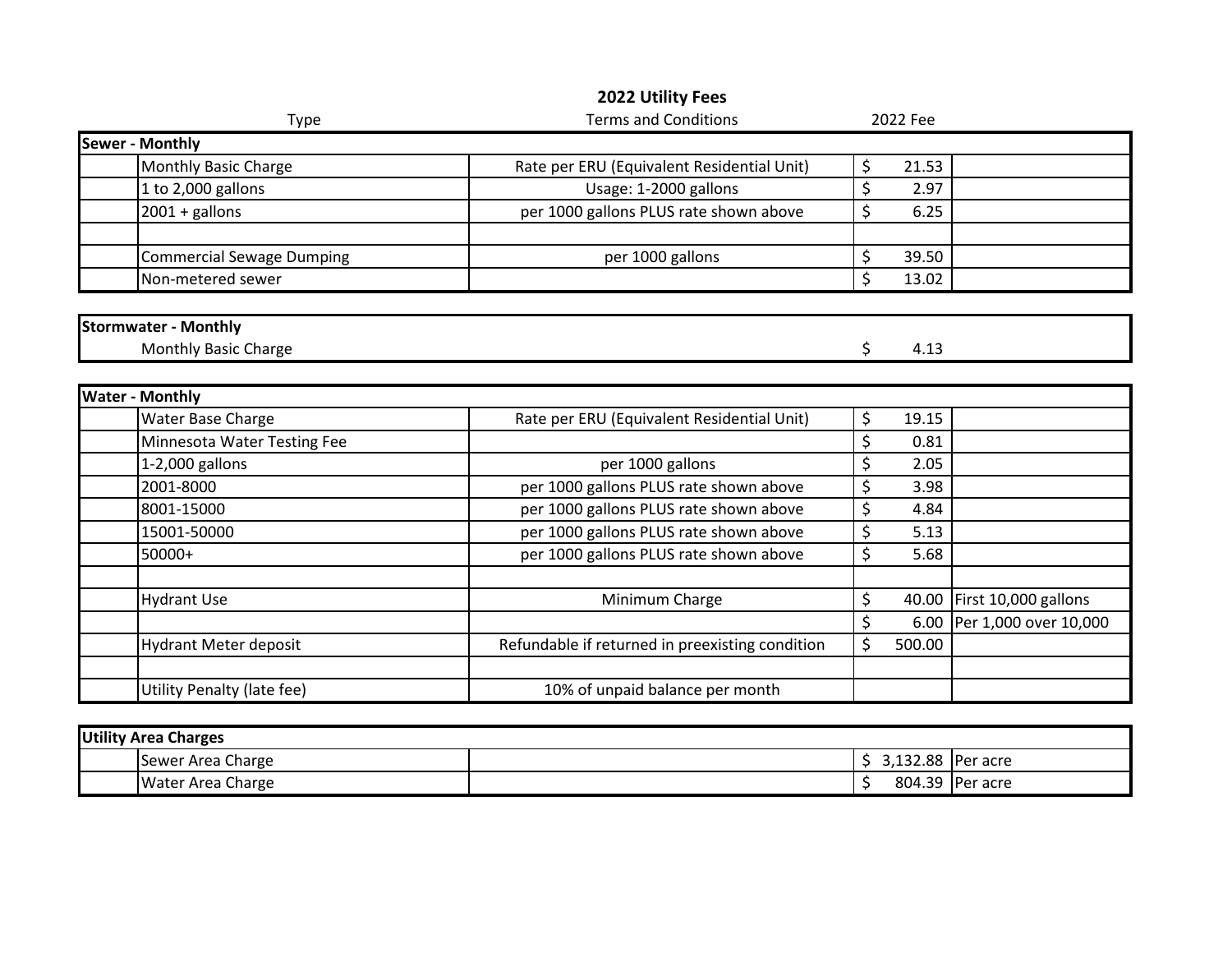## 2022 Utility Fees

| Type | | Terms and Conditions | 2022 Fee | |
|---|---|---|---|---|
| **Sewer - Monthly** | | | | |
| | Monthly Basic Charge | Rate per ERU (Equivalent Residential Unit) | $ 21.53 | |
| | 1 to 2,000 gallons | Usage: 1-2000 gallons | $ 2.97 | |
| | 2001 + gallons | per 1000 gallons PLUS rate shown above | $ 6.25 | |
| | | | | |
| | Commercial Sewage Dumping | per 1000 gallons | $ 39.50 | |
| | Non-metered sewer | | $ 13.02 | |
| **Stormwater - Monthly** | | | | |
| | Monthly Basic Charge | | $ 4.13 | |
| **Water - Monthly** | | | | |
| | Water Base Charge | Rate per ERU (Equivalent Residential Unit) | $ 19.15 | |
| | Minnesota Water Testing Fee | | $ 0.81 | |
| | 1-2,000 gallons | per 1000 gallons | $ 2.05 | |
| | 2001-8000 | per 1000 gallons PLUS rate shown above | $ 3.98 | |
| | 8001-15000 | per 1000 gallons PLUS rate shown above | $ 4.84 | |
| | 15001-50000 | per 1000 gallons PLUS rate shown above | $ 5.13 | |
| | 50000+ | per 1000 gallons PLUS rate shown above | $ 5.68 | |
| | | | | |
| | Hydrant Use | Minimum Charge | $ 40.00 | First 10,000 gallons |
| | | | $ 6.00 | Per 1,000 over 10,000 |
| | Hydrant Meter deposit | Refundable if returned in preexisting condition | $ 500.00 | |
| | | | | |
| | Utility Penalty (late fee) | 10% of unpaid balance per month | | |
| **Utility Area Charges** | | | | |
| | Sewer Area Charge | | $ 3,132.88 | Per acre |
| | Water Area Charge | | $ 804.39 | Per acre |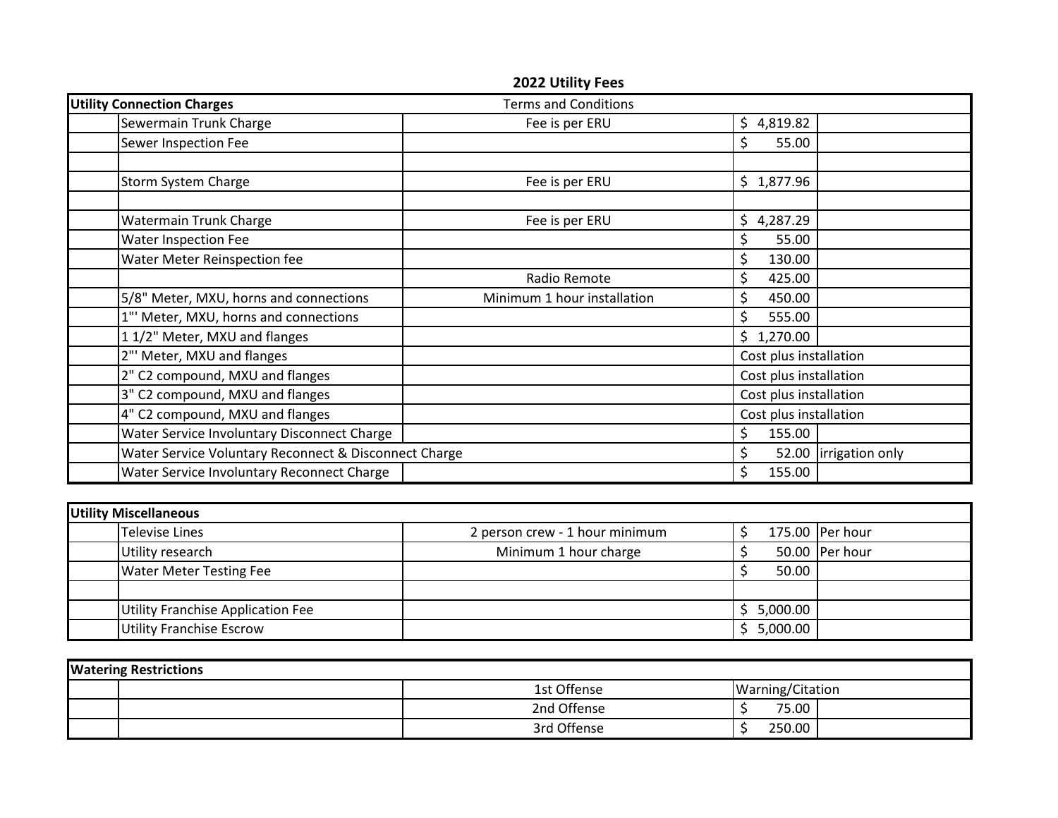## 2022 Utility Fees

| Utility Connection Charges | | Terms and Conditions | | |
|---|---|---|---|---|
| | Sewermain Trunk Charge | Fee is per ERU | $ 4,819.82 | |
| | Sewer Inspection Fee | | $ 55.00 | |
| | | | | |
| | Storm System Charge | Fee is per ERU | $ 1,877.96 | |
| | | | | |
| | Watermain Trunk Charge | Fee is per ERU | $ 4,287.29 | |
| | Water Inspection Fee | | $ 55.00 | |
| | Water Meter Reinspection fee | | $ 130.00 | |
| | | Radio Remote | $ 425.00 | |
| | 5/8" Meter, MXU, horns and connections | Minimum 1 hour installation | $ 450.00 | |
| | 1"' Meter, MXU, horns and connections | | $ 555.00 | |
| | 1 1/2" Meter, MXU and flanges | | $ 1,270.00 | |
| | 2"' Meter, MXU and flanges | | Cost plus installation | |
| | 2" C2 compound, MXU and flanges | | Cost plus installation | |
| | 3" C2 compound, MXU and flanges | | Cost plus installation | |
| | 4" C2 compound, MXU and flanges | | Cost plus installation | |
| | Water Service Involuntary Disconnect Charge | | $ 155.00 | |
| | Water Service Voluntary Reconnect & Disconnect Charge | | $ 52.00 | irrigation only |
| | Water Service Involuntary Reconnect Charge | | $ 155.00 | |

| Utility Miscellaneous | | | | |
|---|---|---|---|---|
| | Televise Lines | 2 person crew - 1 hour minimum | $ 175.00 | Per hour |
| | Utility research | Minimum 1 hour charge | $ 50.00 | Per hour |
| | Water Meter Testing Fee | | $ 50.00 | |
| | | | | |
| | Utility Franchise Application Fee | | $ 5,000.00 | |
| | Utility Franchise Escrow | | $ 5,000.00 | |

| Watering Restrictions | | | | |
|---|---|---|---|---|
| | | 1st Offense | Warning/Citation | |
| | | 2nd Offense | $ 75.00 | |
| | | 3rd Offense | $ 250.00 | |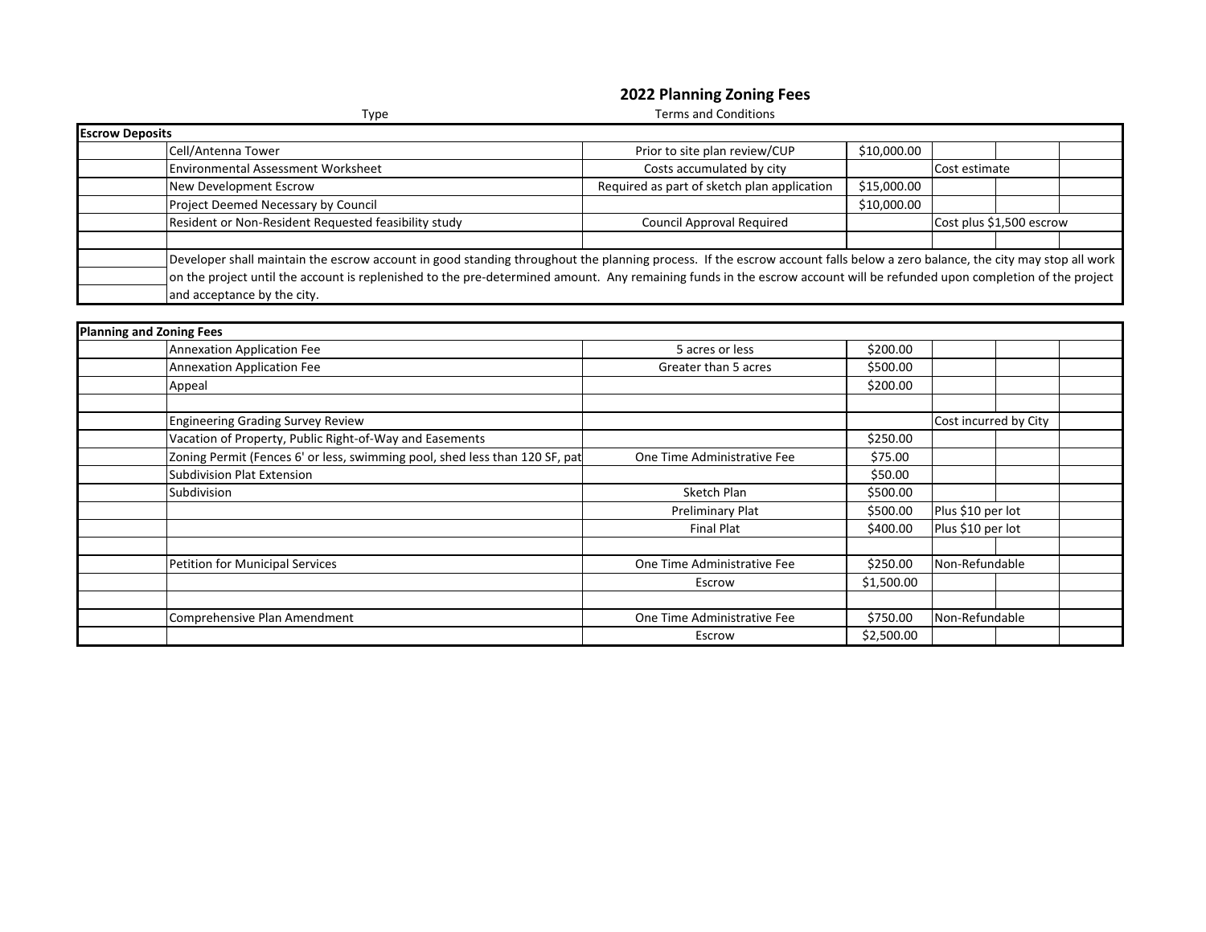# 2022 Planning Zoning Fees

| | Type | Terms and Conditions | | | | |
|---|---|---|---|---|---|---|
| **Escrow Deposits** | | | | | | |
| | Cell/Antenna Tower | Prior to site plan review/CUP | $10,000.00 | | | |
| | Environmental Assessment Worksheet | Costs accumulated by city | | Cost estimate | | |
| | New Development Escrow | Required as part of sketch plan application | $15,000.00 | | | |
| | Project Deemed Necessary by Council | | $10,000.00 | | | |
| | Resident or Non-Resident Requested feasibility study | Council Approval Required | | Cost plus $1,500 escrow | | |
| | | | | | | |
| | Developer shall maintain the escrow account in good standing throughout the planning process. If the escrow account falls below a zero balance, the city may stop all work on the project until the account is replenished to the pre-determined amount. Any remaining funds in the escrow account will be refunded upon completion of the project and acceptance by the city. | | | | | |

| | | | | | | |
|---|---|---|---|---|---|---|
| **Planning and Zoning Fees** | | | | | | |
| | Annexation Application Fee | 5 acres or less | $200.00 | | | |
| | Annexation Application Fee | Greater than 5 acres | $500.00 | | | |
| | Appeal | | $200.00 | | | |
| | | | | | | |
| | Engineering Grading Survey Review | | | Cost incurred by City | | |
| | Vacation of Property, Public Right-of-Way and Easements | | $250.00 | | | |
| | Zoning Permit (Fences 6' or less, swimming pool, shed less than 120 SF, pat | One Time Administrative Fee | $75.00 | | | |
| | Subdivision Plat Extension | | $50.00 | | | |
| | Subdivision | Sketch Plan | $500.00 | | | |
| | | Preliminary Plat | $500.00 | Plus $10 per lot | | |
| | | Final Plat | $400.00 | Plus $10 per lot | | |
| | | | | | | |
| | Petition for Municipal Services | One Time Administrative Fee | $250.00 | Non-Refundable | | |
| | | Escrow | $1,500.00 | | | |
| | | | | | | |
| | Comprehensive Plan Amendment | One Time Administrative Fee | $750.00 | Non-Refundable | | |
| | | Escrow | $2,500.00 | | | |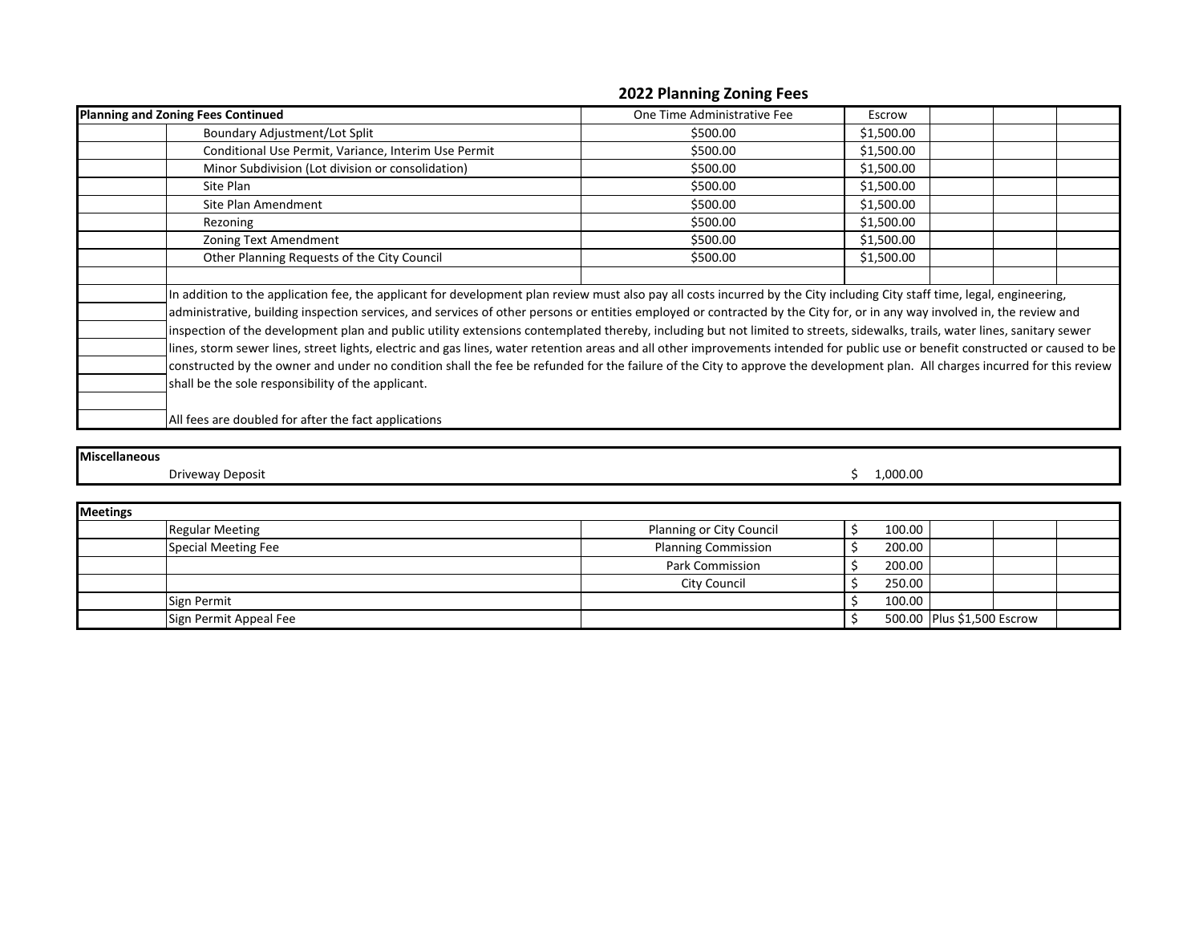## 2022 Planning Zoning Fees

| Planning and Zoning Fees Continued | | One Time Administrative Fee | Escrow | | | |
|---|---|---|---|---|---|---|
| | Boundary Adjustment/Lot Split | $500.00 | $1,500.00 | | | |
| | Conditional Use Permit, Variance, Interim Use Permit | $500.00 | $1,500.00 | | | |
| | Minor Subdivision (Lot division or consolidation) | $500.00 | $1,500.00 | | | |
| | Site Plan | $500.00 | $1,500.00 | | | |
| | Site Plan Amendment | $500.00 | $1,500.00 | | | |
| | Rezoning | $500.00 | $1,500.00 | | | |
| | Zoning Text Amendment | $500.00 | $1,500.00 | | | |
| | Other Planning Requests of the City Council | $500.00 | $1,500.00 | | | |

In addition to the application fee, the applicant for development plan review must also pay all costs incurred by the City including City staff time, legal, engineering, administrative, building inspection services, and services of other persons or entities employed or contracted by the City for, or in any way involved in, the review and inspection of the development plan and public utility extensions contemplated thereby, including but not limited to streets, sidewalks, trails, water lines, sanitary sewer lines, storm sewer lines, street lights, electric and gas lines, water retention areas and all other improvements intended for public use or benefit constructed or caused to be constructed by the owner and under no condition shall the fee be refunded for the failure of the City to approve the development plan. All charges incurred for this review shall be the sole responsibility of the applicant.

All fees are doubled for after the fact applications

| Miscellaneous | |
|---|---|
| Driveway Deposit | $ 1,000.00 |

| Meetings | | | | | | |
|---|---|---|---|---|---|---|
| | Regular Meeting | Planning or City Council | $ 100.00 | | | |
| | Special Meeting Fee | Planning Commission | $ 200.00 | | | |
| | | Park Commission | $ 200.00 | | | |
| | | City Council | $ 250.00 | | | |
| | Sign Permit | | $ 100.00 | | | |
| | Sign Permit Appeal Fee | | $ 500.00 | Plus $1,500 Escrow | | |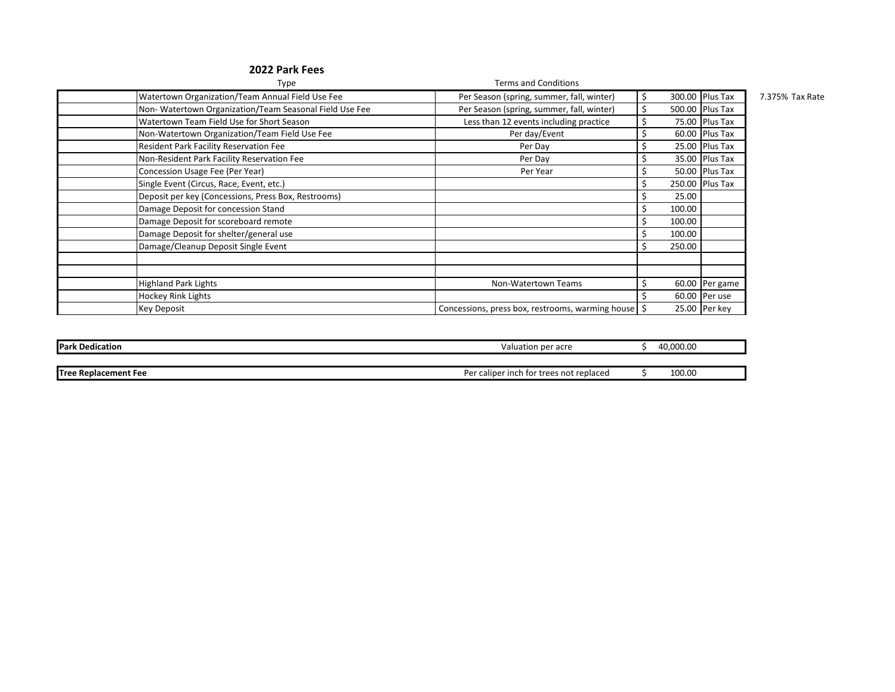## 2022 Park Fees

| | Type | Terms and Conditions | | | |
|---|---|---|---|---|---|
| | Watertown Organization/Team Annual Field Use Fee | Per Season (spring, summer, fall, winter) | $ 300.00 | Plus Tax | 7.375% Tax Rate |
| | Non- Watertown Organization/Team Seasonal Field Use Fee | Per Season (spring, summer, fall, winter) | $ 500.00 | Plus Tax | |
| | Watertown Team Field Use for Short Season | Less than 12 events including practice | $ 75.00 | Plus Tax | |
| | Non-Watertown Organization/Team Field Use Fee | Per day/Event | $ 60.00 | Plus Tax | |
| | Resident Park Facility Reservation Fee | Per Day | $ 25.00 | Plus Tax | |
| | Non-Resident Park Facility Reservation Fee | Per Day | $ 35.00 | Plus Tax | |
| | Concession Usage Fee (Per Year) | Per Year | $ 50.00 | Plus Tax | |
| | Single Event (Circus, Race, Event, etc.) | | $ 250.00 | Plus Tax | |
| | Deposit per key (Concessions, Press Box, Restrooms) | | $ 25.00 | | |
| | Damage Deposit for concession Stand | | $ 100.00 | | |
| | Damage Deposit for scoreboard remote | | $ 100.00 | | |
| | Damage Deposit for shelter/general use | | $ 100.00 | | |
| | Damage/Cleanup Deposit Single Event | | $ 250.00 | | |
| | | | | | |
| | | | | | |
| | Highland Park Lights | Non-Watertown Teams | $ 60.00 | Per game | |
| | Hockey Rink Lights | | $ 60.00 | Per use | |
| | Key Deposit | Concessions, press box, restrooms, warming house | $ 25.00 | Per key | |

| | | |
|---|---|---|
| **Park Dedication** | Valuation per acre | $ 40,000.00 |

| | | |
|---|---|---|
| **Tree Replacement Fee** | Per caliper inch for trees not replaced | $ 100.00 |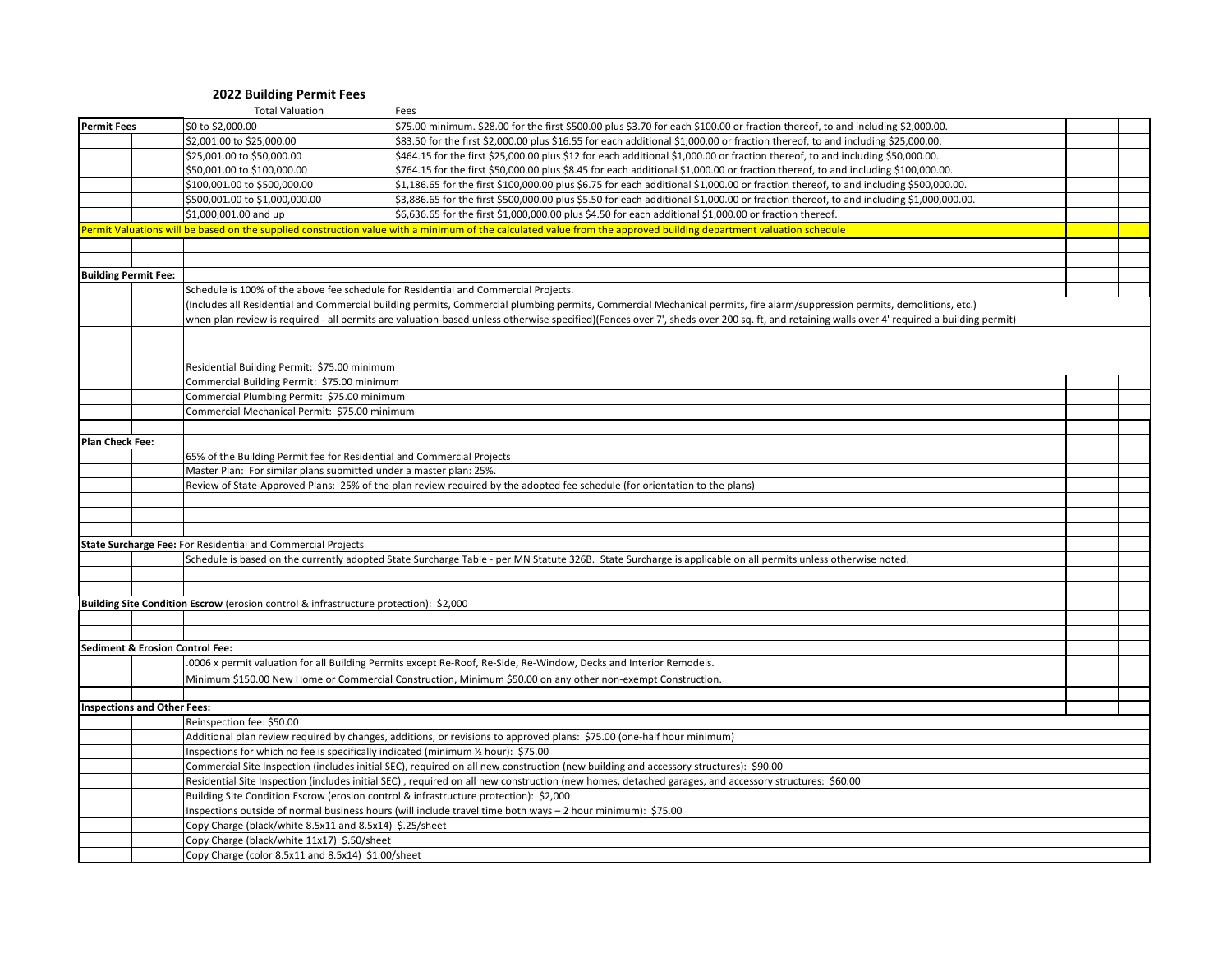## 2022 Building Permit Fees

| | Total Valuation | Fees |
|---|---|---|
| **Permit Fees** | $0 to $2,000.00 | $75.00 minimum. $28.00 for the first $500.00 plus $3.70 for each $100.00 or fraction thereof, to and including $2,000.00. |
| | $2,001.00 to $25,000.00 | $83.50 for the first $2,000.00 plus $16.55 for each additional $1,000.00 or fraction thereof, to and including $25,000.00. |
| | $25,001.00 to $50,000.00 | $464.15 for the first $25,000.00 plus $12 for each additional $1,000.00 or fraction thereof, to and including $50,000.00. |
| | $50,001.00 to $100,000.00 | $764.15 for the first $50,000.00 plus $8.45 for each additional $1,000.00 or fraction thereof, to and including $100,000.00. |
| | $100,001.00 to $500,000.00 | $1,186.65 for the first $100,000.00 plus $6.75 for each additional $1,000.00 or fraction thereof, to and including $500,000.00. |
| | $500,001.00 to $1,000,000.00 | $3,886.65 for the first $500,000.00 plus $5.50 for each additional $1,000.00 or fraction thereof, to and including $1,000,000.00. |
| | $1,000,001.00 and up | $6,636.65 for the first $1,000,000.00 plus $4.50 for each additional $1,000.00 or fraction thereof. |

Permit Valuations will be based on the supplied construction value with a minimum of the calculated value from the approved building department valuation schedule

**Building Permit Fee:**

Schedule is 100% of the above fee schedule for Residential and Commercial Projects.

(Includes all Residential and Commercial building permits, Commercial plumbing permits, Commercial Mechanical permits, fire alarm/suppression permits, demolitions, etc.) when plan review is required - all permits are valuation-based unless otherwise specified)(Fences over 7', sheds over 200 sq. ft, and retaining walls over 4' required a building permit)

- Residential Building Permit: $75.00 minimum
- Commercial Building Permit: $75.00 minimum
- Commercial Plumbing Permit: $75.00 minimum
- Commercial Mechanical Permit: $75.00 minimum

**Plan Check Fee:**

- 65% of the Building Permit fee for Residential and Commercial Projects
- Master Plan: For similar plans submitted under a master plan: 25%.
- Review of State-Approved Plans: 25% of the plan review required by the adopted fee schedule (for orientation to the plans)

**State Surcharge Fee:** For Residential and Commercial Projects

Schedule is based on the currently adopted State Surcharge Table - per MN Statute 326B. State Surcharge is applicable on all permits unless otherwise noted.

**Building Site Condition Escrow** (erosion control & infrastructure protection): $2,000

**Sediment & Erosion Control Fee:**

- .0006 x permit valuation for all Building Permits except Re-Roof, Re-Side, Re-Window, Decks and Interior Remodels.
- Minimum $150.00 New Home or Commercial Construction, Minimum $50.00 on any other non-exempt Construction.

**Inspections and Other Fees:**

- Reinspection fee: $50.00
- Additional plan review required by changes, additions, or revisions to approved plans: $75.00 (one-half hour minimum)
- Inspections for which no fee is specifically indicated (minimum ½ hour): $75.00
- Commercial Site Inspection (includes initial SEC), required on all new construction (new building and accessory structures): $90.00
- Residential Site Inspection (includes initial SEC) , required on all new construction (new homes, detached garages, and accessory structures: $60.00
- Building Site Condition Escrow (erosion control & infrastructure protection): $2,000
- Inspections outside of normal business hours (will include travel time both ways – 2 hour minimum): $75.00
- Copy Charge (black/white 8.5x11 and 8.5x14) $.25/sheet
- Copy Charge (black/white 11x17) $.50/sheet
- Copy Charge (color 8.5x11 and 8.5x14) $1.00/sheet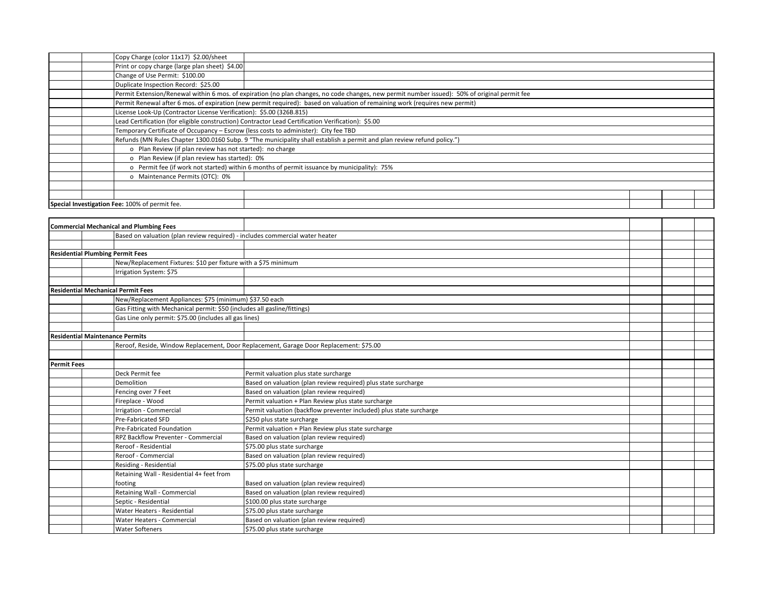| | | | | | |
|---|---|---|---|---|---|
| | | Copy Charge (color 11x17) $2.00/sheet | | | |
| | | Print or copy charge (large plan sheet) $4.00 | | | |
| | | Change of Use Permit: $100.00 | | | |
| | | Duplicate Inspection Record: $25.00 | | | |
| | | Permit Extension/Renewal within 6 mos. of expiration (no plan changes, no code changes, new permit number issued): 50% of original permit fee | | | |
| | | Permit Renewal after 6 mos. of expiration (new permit required): based on valuation of remaining work (requires new permit) | | | |
| | | License Look-Up (Contractor License Verification): $5.00 (326B.815) | | | |
| | | Lead Certification (for eligible construction) Contractor Lead Certification Verification): $5.00 | | | |
| | | Temporary Certificate of Occupancy – Escrow (less costs to administer): City fee TBD | | | |
| | | Refunds (MN Rules Chapter 1300.0160 Subp. 9 "The municipality shall establish a permit and plan review refund policy.") | | | |
| | | o Plan Review (if plan review has not started): no charge | | | |
| | | o Plan Review (if plan review has started): 0% | | | |
| | | o Permit fee (if work not started) within 6 months of permit issuance by municipality): 75% | | | |
| | | o Maintenance Permits (OTC): 0% | | | |
| | | | | | |
| | | | | | |
| **Special Investigation Fee:** 100% of permit fee. | | | | | |

| | | | | | |
|---|---|---|---|---|---|
| **Commercial Mechanical and Plumbing Fees** | | | | | |
| | | Based on valuation (plan review required) - includes commercial water heater | | | |
| | | | | | |
| **Residential Plumbing Permit Fees** | | | | | |
| | | New/Replacement Fixtures: $10 per fixture with a $75 minimum | | | |
| | | Irrigation System: $75 | | | |
| | | | | | |
| **Residential Mechanical Permit Fees** | | | | | |
| | | New/Replacement Appliances: $75 (minimum) $37.50 each | | | |
| | | Gas Fitting with Mechanical permit: $50 (includes all gasline/fittings) | | | |
| | | Gas Line only permit: $75.00 (includes all gas lines) | | | |
| | | | | | |
| **Residential Maintenance Permits** | | | | | |
| | | Reroof, Reside, Window Replacement, Door Replacement, Garage Door Replacement: $75.00 | | | |
| | | | | | |
| **Permit Fees** | | | | | |
| | | Deck Permit fee | Permit valuation plus state surcharge | | |
| | | Demolition | Based on valuation (plan review required) plus state surcharge | | |
| | | Fencing over 7 Feet | Based on valuation (plan review required) | | |
| | | Fireplace - Wood | Permit valuation + Plan Review plus state surcharge | | |
| | | Irrigation - Commercial | Permit valuation (backflow preventer included) plus state surcharge | | |
| | | Pre-Fabricated SFD | $250 plus state surcharge | | |
| | | Pre-Fabricated Foundation | Permit valuation + Plan Review plus state surcharge | | |
| | | RPZ Backflow Preventer - Commercial | Based on valuation (plan review required) | | |
| | | Reroof - Residential | $75.00 plus state surcharge | | |
| | | Reroof - Commercial | Based on valuation (plan review required) | | |
| | | Residing - Residential | $75.00 plus state surcharge | | |
| | | Retaining Wall - Residential 4+ feet from footing | Based on valuation (plan review required) | | |
| | | Retaining Wall - Commercial | Based on valuation (plan review required) | | |
| | | Septic - Residential | $100.00 plus state surcharge | | |
| | | Water Heaters - Residential | $75.00 plus state surcharge | | |
| | | Water Heaters - Commercial | Based on valuation (plan review required) | | |
| | | Water Softeners | $75.00 plus state surcharge | | |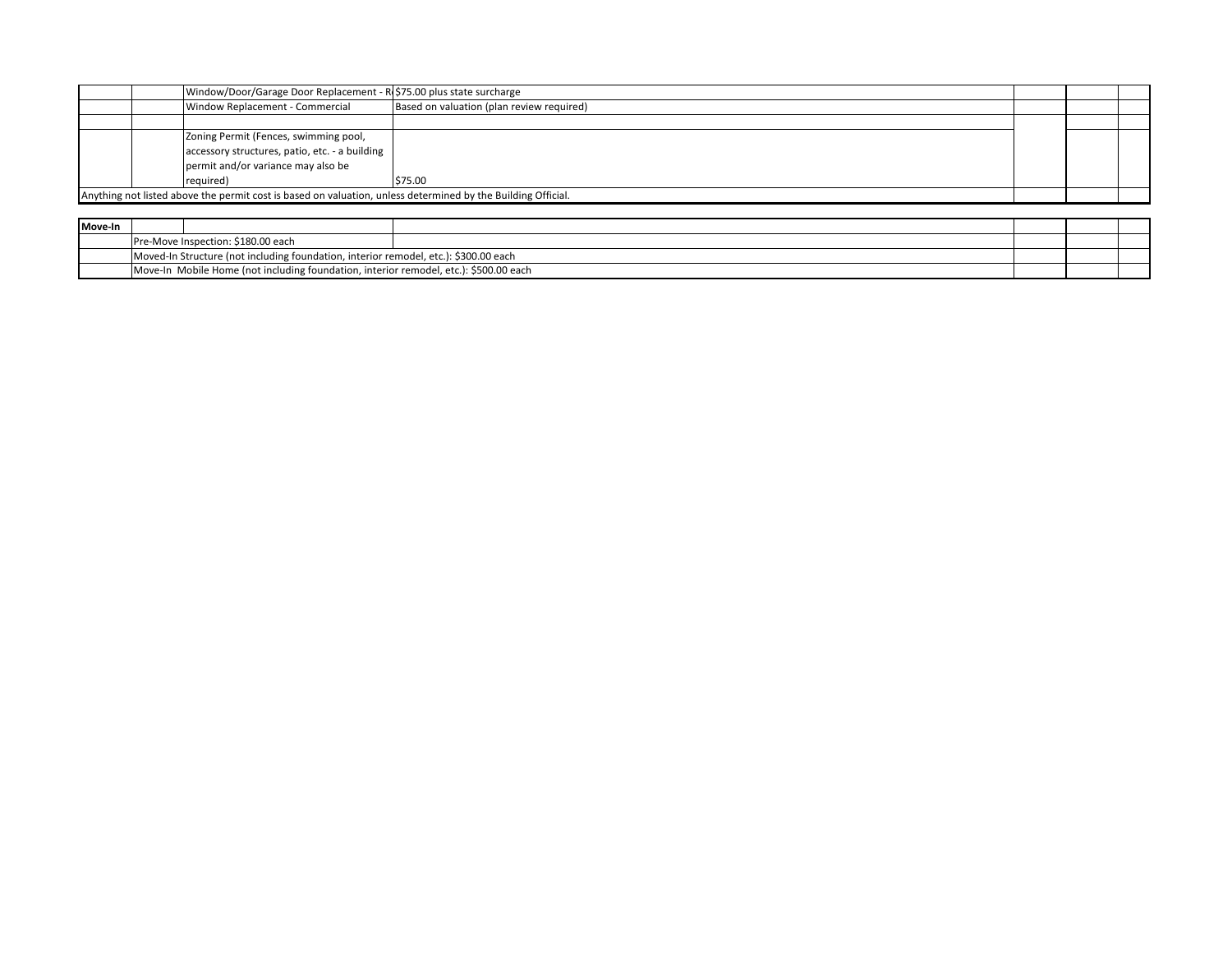| | | | | | | |
|---|---|---|---|---|---|---|
| | | Window/Door/Garage Door Replacement - R | $75.00 plus state surcharge | | | |
| | | Window Replacement - Commercial | Based on valuation (plan review required) | | | |
| | | | | | | |
| | | Zoning Permit (Fences, swimming pool, accessory structures, patio, etc. - a building permit and/or variance may also be required) | $75.00 | | | |
| Anything not listed above the permit cost is based on valuation, unless determined by the Building Official. | | | | | | |

| | | | | | | |
|---|---|---|---|---|---|---|
| **Move-In** | | | | | | |
| | Pre-Move Inspection: $180.00 each | | | | | |
| | Moved-In Structure (not including foundation, interior remodel, etc.): $300.00 each | | | | | |
| | Move-In Mobile Home (not including foundation, interior remodel, etc.): $500.00 each | | | | | |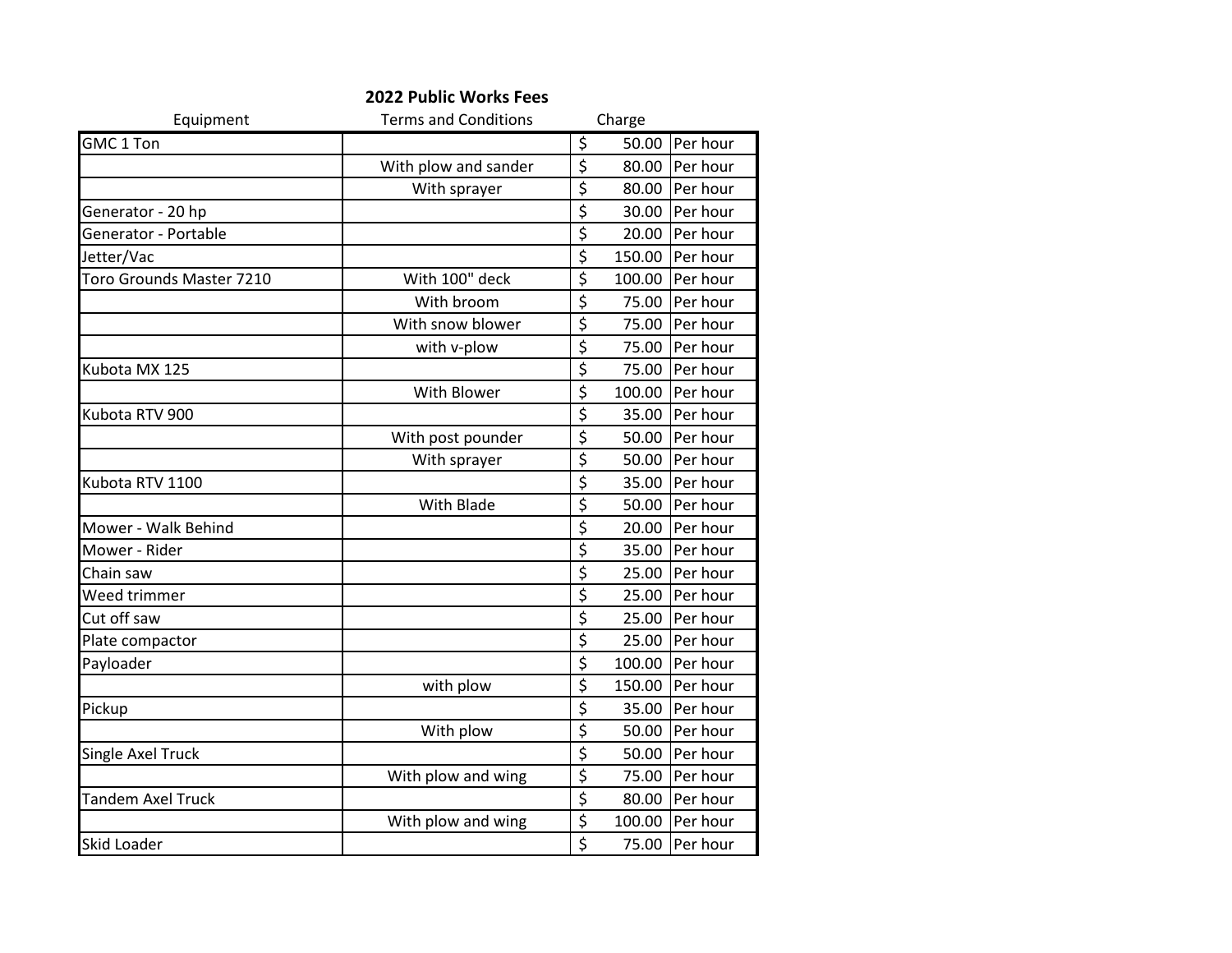## 2022 Public Works Fees

| Equipment | Terms and Conditions | Charge | |
|---|---|---|---|
| GMC 1 Ton | | $ 50.00 | Per hour |
| | With plow and sander | $ 80.00 | Per hour |
| | With sprayer | $ 80.00 | Per hour |
| Generator - 20 hp | | $ 30.00 | Per hour |
| Generator - Portable | | $ 20.00 | Per hour |
| Jetter/Vac | | $ 150.00 | Per hour |
| Toro Grounds Master 7210 | With 100" deck | $ 100.00 | Per hour |
| | With broom | $ 75.00 | Per hour |
| | With snow blower | $ 75.00 | Per hour |
| | with v-plow | $ 75.00 | Per hour |
| Kubota MX 125 | | $ 75.00 | Per hour |
| | With Blower | $ 100.00 | Per hour |
| Kubota RTV 900 | | $ 35.00 | Per hour |
| | With post pounder | $ 50.00 | Per hour |
| | With sprayer | $ 50.00 | Per hour |
| Kubota RTV 1100 | | $ 35.00 | Per hour |
| | With Blade | $ 50.00 | Per hour |
| Mower - Walk Behind | | $ 20.00 | Per hour |
| Mower - Rider | | $ 35.00 | Per hour |
| Chain saw | | $ 25.00 | Per hour |
| Weed trimmer | | $ 25.00 | Per hour |
| Cut off saw | | $ 25.00 | Per hour |
| Plate compactor | | $ 25.00 | Per hour |
| Payloader | | $ 100.00 | Per hour |
| | with plow | $ 150.00 | Per hour |
| Pickup | | $ 35.00 | Per hour |
| | With plow | $ 50.00 | Per hour |
| Single Axel Truck | | $ 50.00 | Per hour |
| | With plow and wing | $ 75.00 | Per hour |
| Tandem Axel Truck | | $ 80.00 | Per hour |
| | With plow and wing | $ 100.00 | Per hour |
| Skid Loader | | $ 75.00 | Per hour |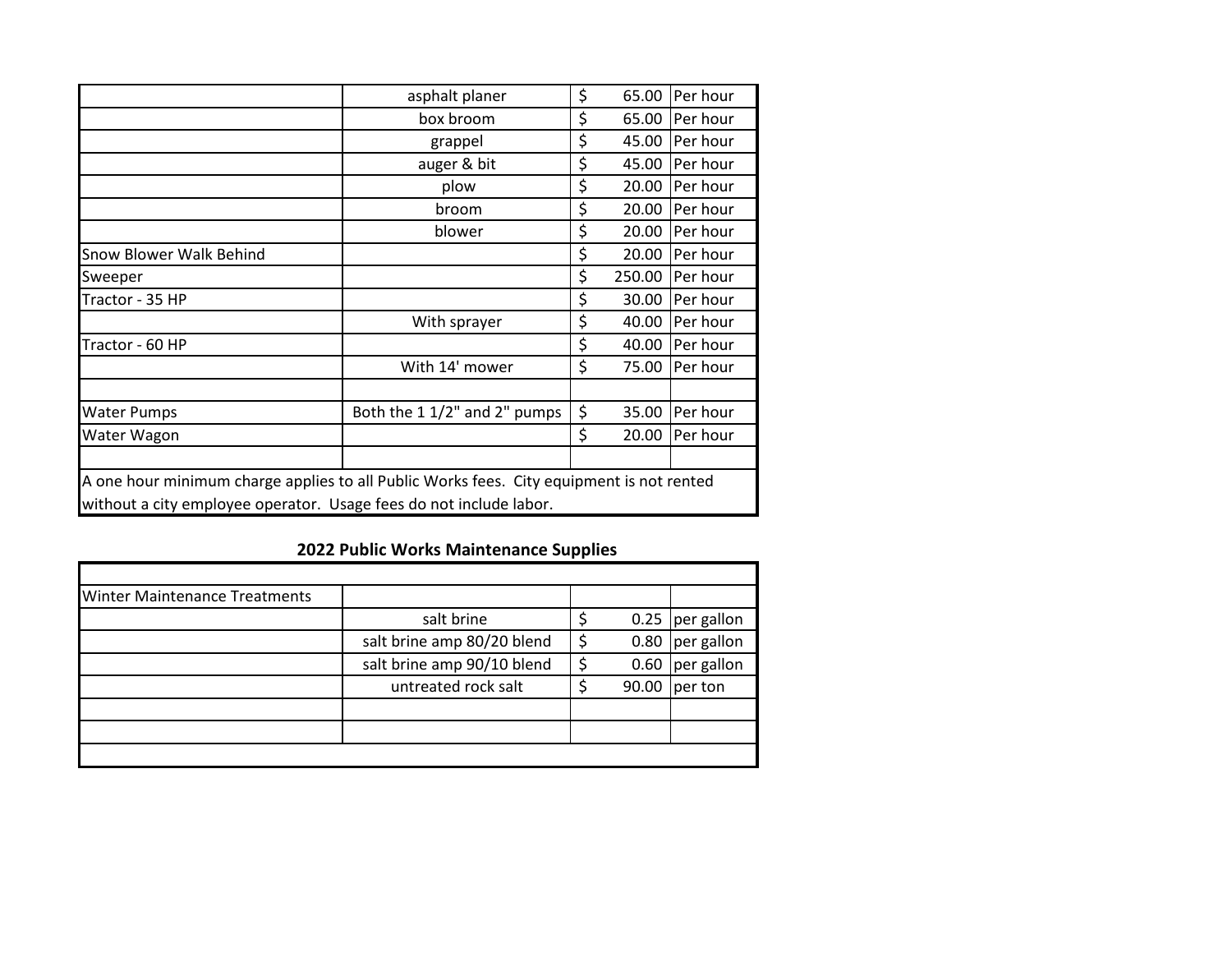| | | | |
|---|---|---|---|
| | asphalt planer | $ 65.00 | Per hour |
| | box broom | $ 65.00 | Per hour |
| | grappel | $ 45.00 | Per hour |
| | auger & bit | $ 45.00 | Per hour |
| | plow | $ 20.00 | Per hour |
| | broom | $ 20.00 | Per hour |
| | blower | $ 20.00 | Per hour |
| Snow Blower Walk Behind | | $ 20.00 | Per hour |
| Sweeper | | $ 250.00 | Per hour |
| Tractor - 35 HP | | $ 30.00 | Per hour |
| | With sprayer | $ 40.00 | Per hour |
| Tractor - 60 HP | | $ 40.00 | Per hour |
| | With 14' mower | $ 75.00 | Per hour |
| | | | |
| Water Pumps | Both the 1 1/2" and 2" pumps | $ 35.00 | Per hour |
| Water Wagon | | $ 20.00 | Per hour |
| | | | |

A one hour minimum charge applies to all Public Works fees. City equipment is not rented without a city employee operator. Usage fees do not include labor.

## 2022 Public Works Maintenance Supplies

| | | | |
|---|---|---|---|
| Winter Maintenance Treatments | | | |
| | salt brine | $ 0.25 | per gallon |
| | salt brine amp 80/20 blend | $ 0.80 | per gallon |
| | salt brine amp 90/10 blend | $ 0.60 | per gallon |
| | untreated rock salt | $ 90.00 | per ton |
| | | | |
| | | | |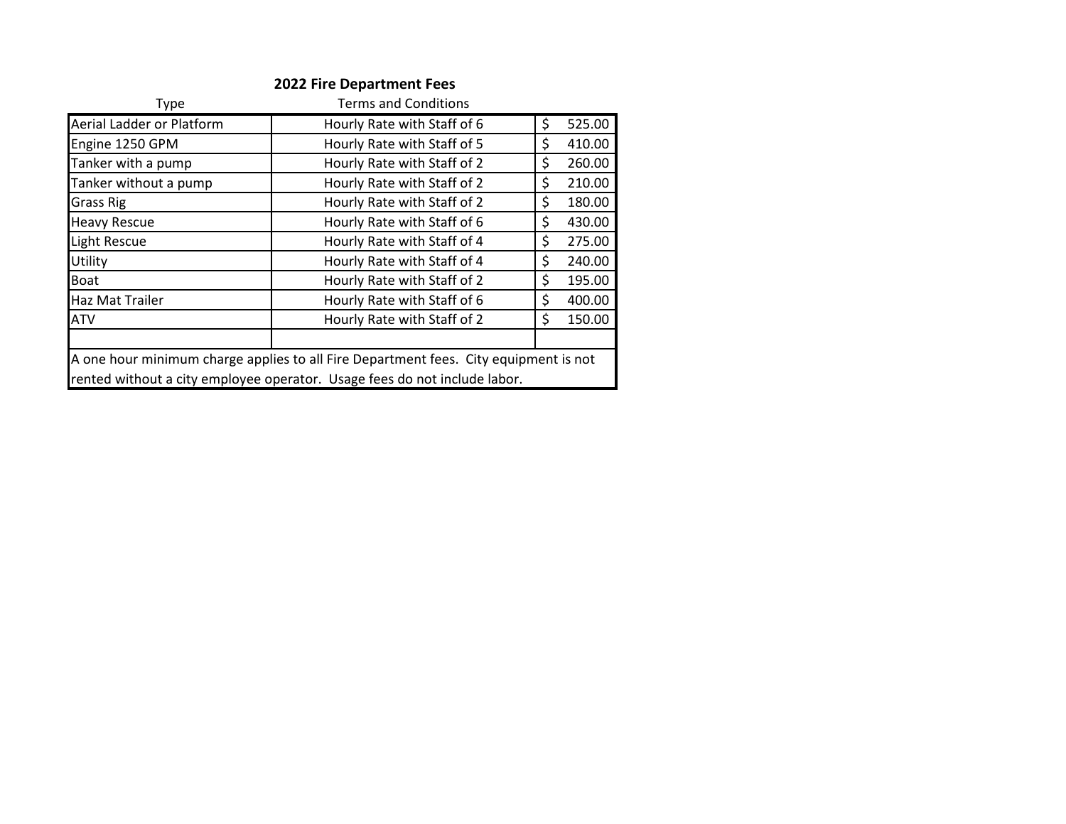## 2022 Fire Department Fees

| Type | Terms and Conditions | |
|---|---|---|
| Aerial Ladder or Platform | Hourly Rate with Staff of 6 | $ 525.00 |
| Engine 1250 GPM | Hourly Rate with Staff of 5 | $ 410.00 |
| Tanker with a pump | Hourly Rate with Staff of 2 | $ 260.00 |
| Tanker without a pump | Hourly Rate with Staff of 2 | $ 210.00 |
| Grass Rig | Hourly Rate with Staff of 2 | $ 180.00 |
| Heavy Rescue | Hourly Rate with Staff of 6 | $ 430.00 |
| Light Rescue | Hourly Rate with Staff of 4 | $ 275.00 |
| Utility | Hourly Rate with Staff of 4 | $ 240.00 |
| Boat | Hourly Rate with Staff of 2 | $ 195.00 |
| Haz Mat Trailer | Hourly Rate with Staff of 6 | $ 400.00 |
| ATV | Hourly Rate with Staff of 2 | $ 150.00 |
| | | |

A one hour minimum charge applies to all Fire Department fees. City equipment is not rented without a city employee operator. Usage fees do not include labor.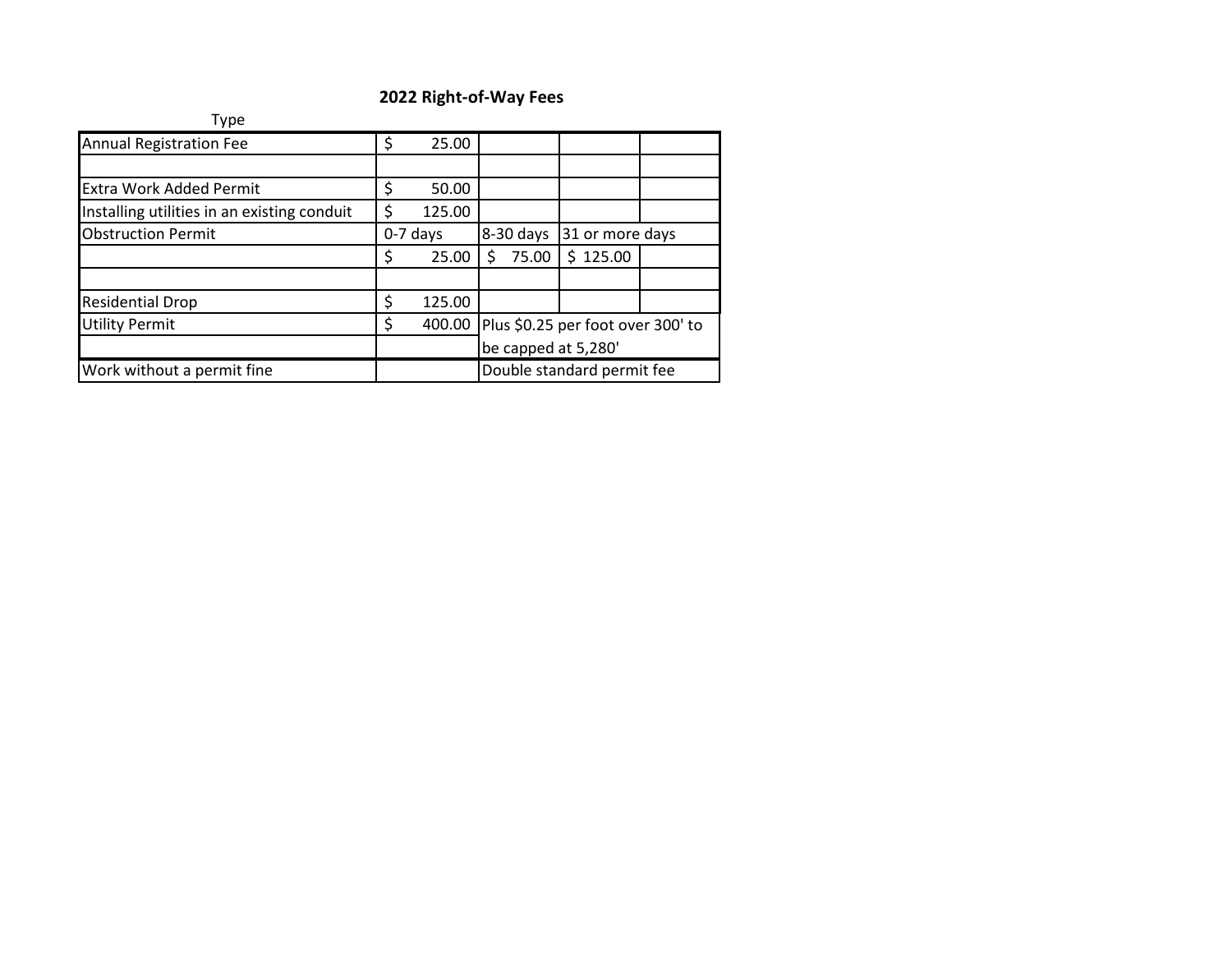## 2022 Right-of-Way Fees

| Type | | | | |
|---|---|---|---|---|
| Annual Registration Fee | $ 25.00 | | | |
| | | | | |
| Extra Work Added Permit | $ 50.00 | | | |
| Installing utilities in an existing conduit | $ 125.00 | | | |
| Obstruction Permit | 0-7 days | 8-30 days | 31 or more days | |
| | $ 25.00 | $ 75.00 | $ 125.00 | |
| | | | | |
| Residential Drop | $ 125.00 | | | |
| Utility Permit | $ 400.00 | Plus $0.25 per foot over 300' to be capped at 5,280' | | |
| Work without a permit fine | | Double standard permit fee | | |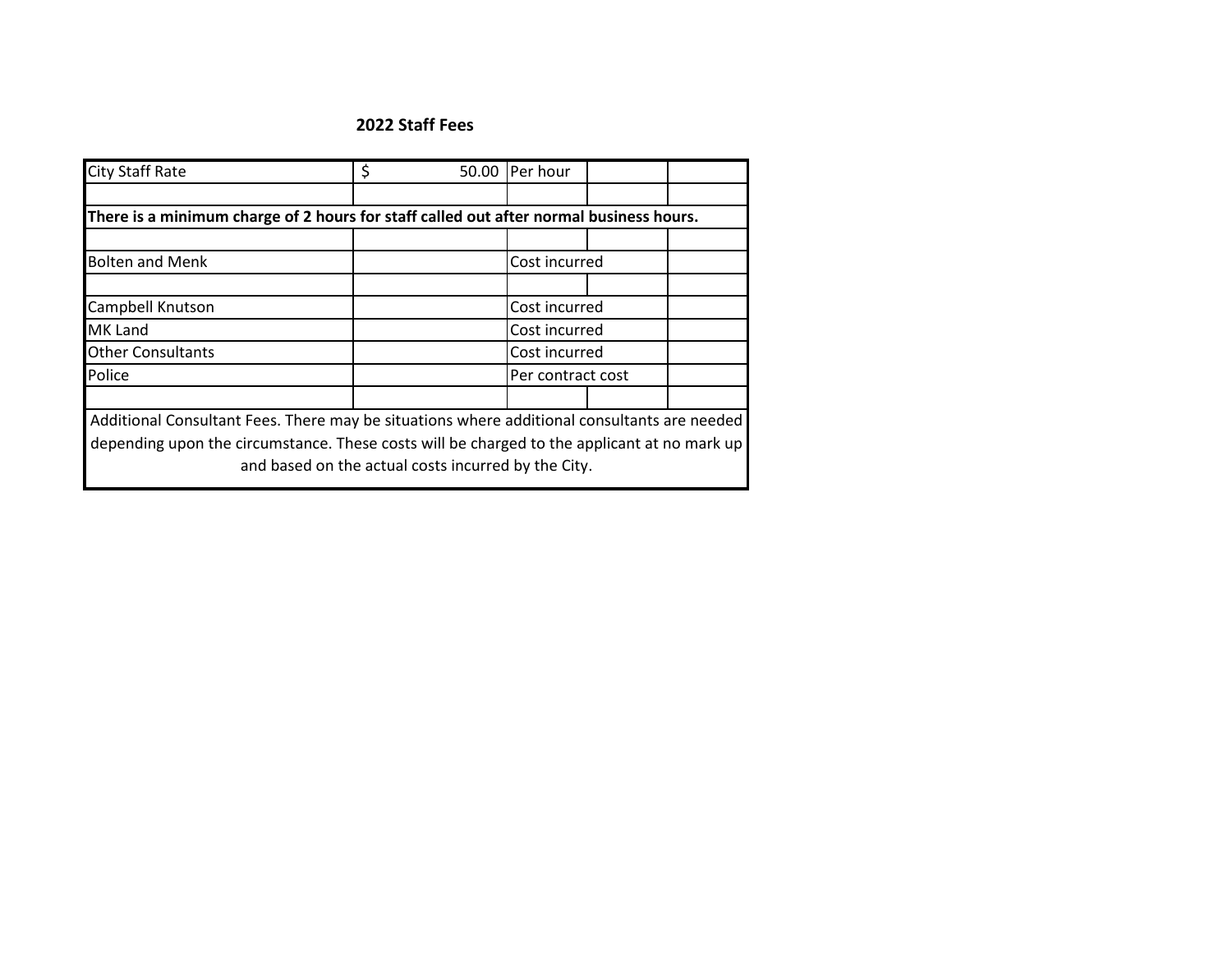## 2022 Staff Fees

| | | | | |
|---|---|---|---|---|
| City Staff Rate | $ 50.00 | Per hour | | |
| | | | | |
| **There is a minimum charge of 2 hours for staff called out after normal business hours.** | | | | |
| | | | | |
| Bolten and Menk | | Cost incurred | | |
| | | | | |
| Campbell Knutson | | Cost incurred | | |
| MK Land | | Cost incurred | | |
| Other Consultants | | Cost incurred | | |
| Police | | Per contract cost | | |
| | | | | |
| Additional Consultant Fees. There may be situations where additional consultants are needed depending upon the circumstance. These costs will be charged to the applicant at no mark up and based on the actual costs incurred by the City. | | | | |